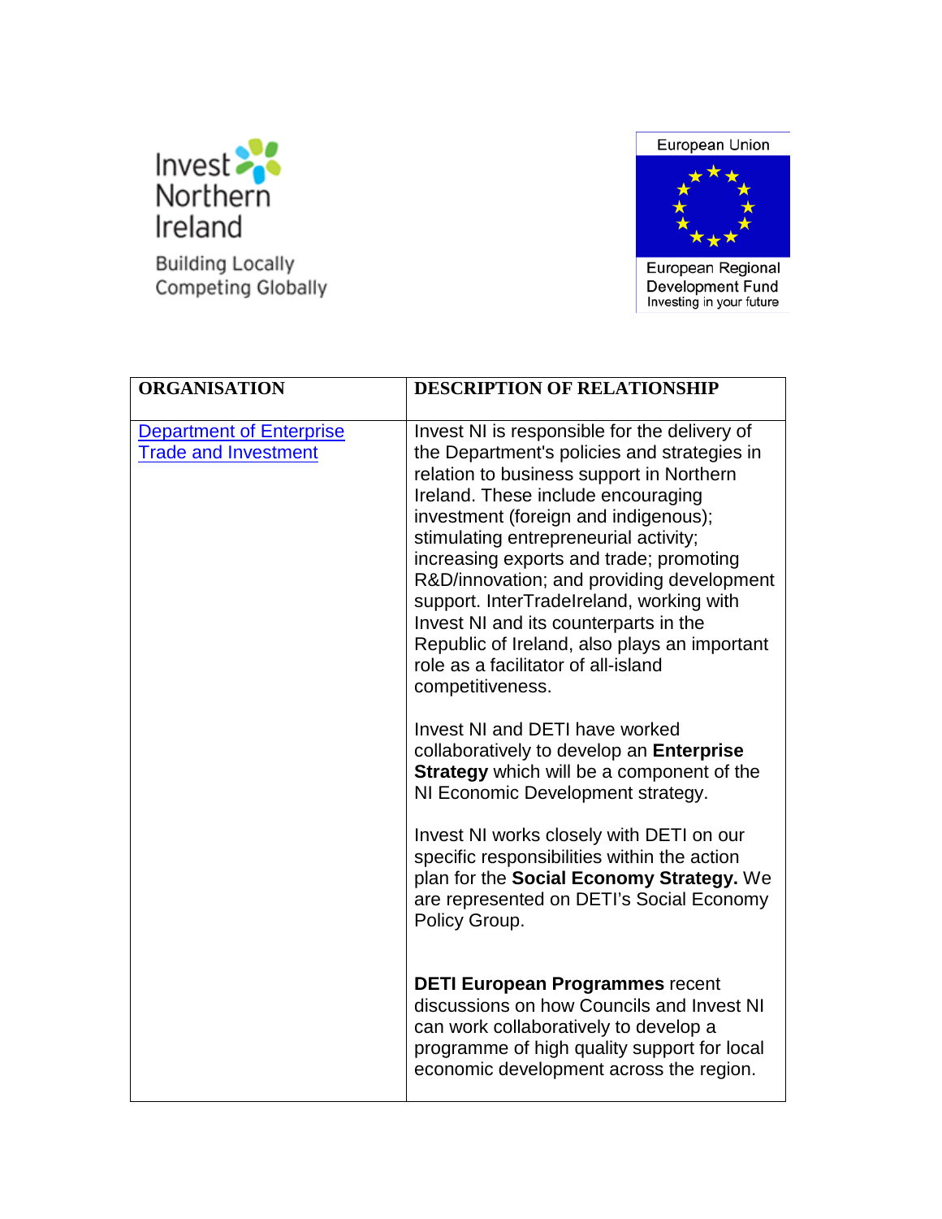Invest Northern Ireland

Building Locally
Competing Globally

European Union

European Regional Development Fund
Investing in your future

| ORGANISATION | DESCRIPTION OF RELATIONSHIP |
|---|---|
| Department of Enterprise Trade and Investment | Invest NI is responsible for the delivery of the Department's policies and strategies in relation to business support in Northern Ireland. These include encouraging investment (foreign and indigenous); stimulating entrepreneurial activity; increasing exports and trade; promoting R&D/innovation; and providing development support. InterTradeIreland, working with Invest NI and its counterparts in the Republic of Ireland, also plays an important role as a facilitator of all-island competitiveness.<br><br>Invest NI and DETI have worked collaboratively to develop an **Enterprise Strategy** which will be a component of the NI Economic Development strategy.<br><br>Invest NI works closely with DETI on our specific responsibilities within the action plan for the **Social Economy Strategy.** We are represented on DETI's Social Economy Policy Group.<br><br>**DETI European Programmes** recent discussions on how Councils and Invest NI can work collaboratively to develop a programme of high quality support for local economic development across the region. |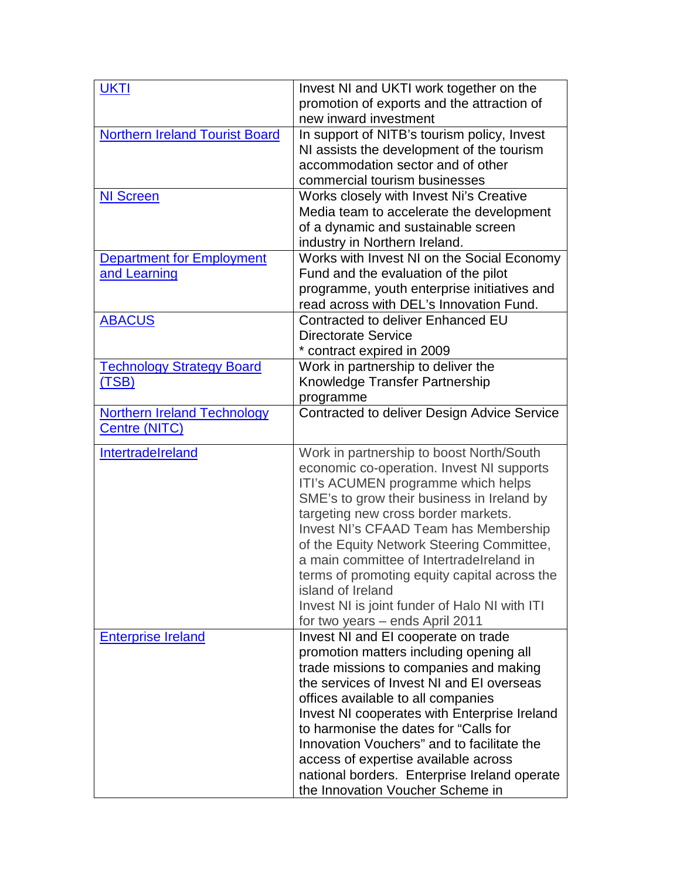| | |
|---|---|
| UKTI | Invest NI and UKTI work together on the promotion of exports and the attraction of new inward investment |
| Northern Ireland Tourist Board | In support of NITB's tourism policy, Invest NI assists the development of the tourism accommodation sector and of other commercial tourism businesses |
| NI Screen | Works closely with Invest Ni's Creative Media team to accelerate the development of a dynamic and sustainable screen industry in Northern Ireland. |
| Department for Employment and Learning | Works with Invest NI on the Social Economy Fund and the evaluation of the pilot programme, youth enterprise initiatives and read across with DEL's Innovation Fund. |
| ABACUS | Contracted to deliver Enhanced EU Directorate Service<br>* contract expired in 2009 |
| Technology Strategy Board (TSB) | Work in partnership to deliver the Knowledge Transfer Partnership programme |
| Northern Ireland Technology Centre (NITC) | Contracted to deliver Design Advice Service |
| IntertradeIreland | Work in partnership to boost North/South economic co-operation. Invest NI supports ITI's ACUMEN programme which helps SME's to grow their business in Ireland by targeting new cross border markets.<br>Invest NI's CFAAD Team has Membership of the Equity Network Steering Committee, a main committee of IntertradeIreland in terms of promoting equity capital across the island of Ireland<br>Invest NI is joint funder of Halo NI with ITI for two years – ends April 2011 |
| Enterprise Ireland | Invest NI and EI cooperate on trade promotion matters including opening all trade missions to companies and making the services of Invest NI and EI overseas offices available to all companies<br>Invest NI cooperates with Enterprise Ireland to harmonise the dates for "Calls for Innovation Vouchers" and to facilitate the access of expertise available across national borders. Enterprise Ireland operate the Innovation Voucher Scheme in |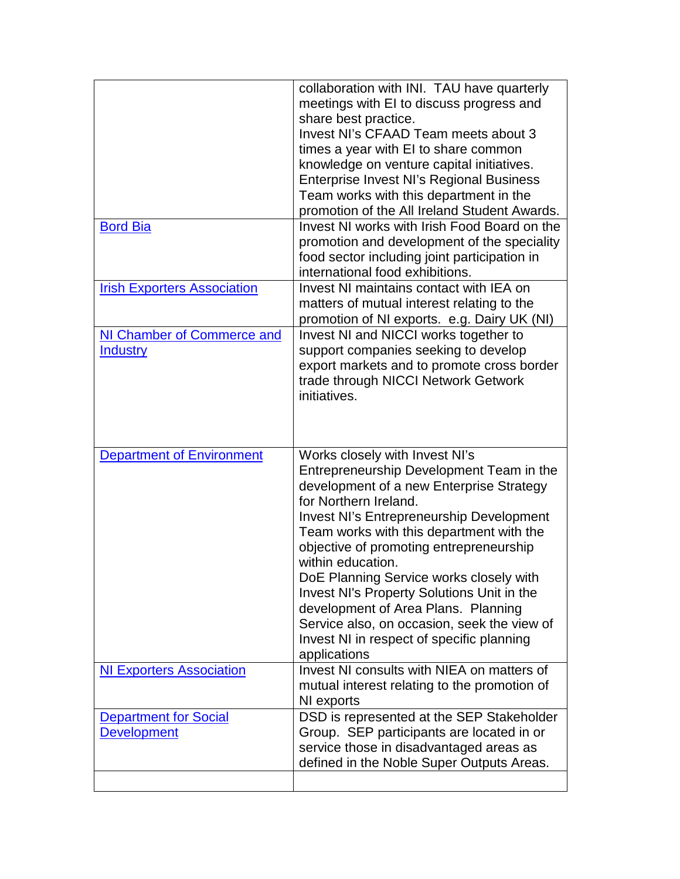| | |
|---|---|
| | collaboration with INI. TAU have quarterly meetings with EI to discuss progress and share best practice.<br>Invest NI's CFAAD Team meets about 3 times a year with EI to share common knowledge on venture capital initiatives.<br>Enterprise Invest NI's Regional Business Team works with this department in the promotion of the All Ireland Student Awards. |
| Bord Bia | Invest NI works with Irish Food Board on the promotion and development of the speciality food sector including joint participation in international food exhibitions. |
| Irish Exporters Association | Invest NI maintains contact with IEA on matters of mutual interest relating to the promotion of NI exports. e.g. Dairy UK (NI) |
| NI Chamber of Commerce and Industry | Invest NI and NICCI works together to support companies seeking to develop export markets and to promote cross border trade through NICCI Network Getwork initiatives. |
| Department of Environment | Works closely with Invest NI's Entrepreneurship Development Team in the development of a new Enterprise Strategy for Northern Ireland.<br>Invest NI's Entrepreneurship Development Team works with this department with the objective of promoting entrepreneurship within education.<br>DoE Planning Service works closely with Invest NI's Property Solutions Unit in the development of Area Plans. Planning Service also, on occasion, seek the view of Invest NI in respect of specific planning applications |
| NI Exporters Association | Invest NI consults with NIEA on matters of mutual interest relating to the promotion of NI exports |
| Department for Social Development | DSD is represented at the SEP Stakeholder Group. SEP participants are located in or service those in disadvantaged areas as defined in the Noble Super Outputs Areas. |
| | |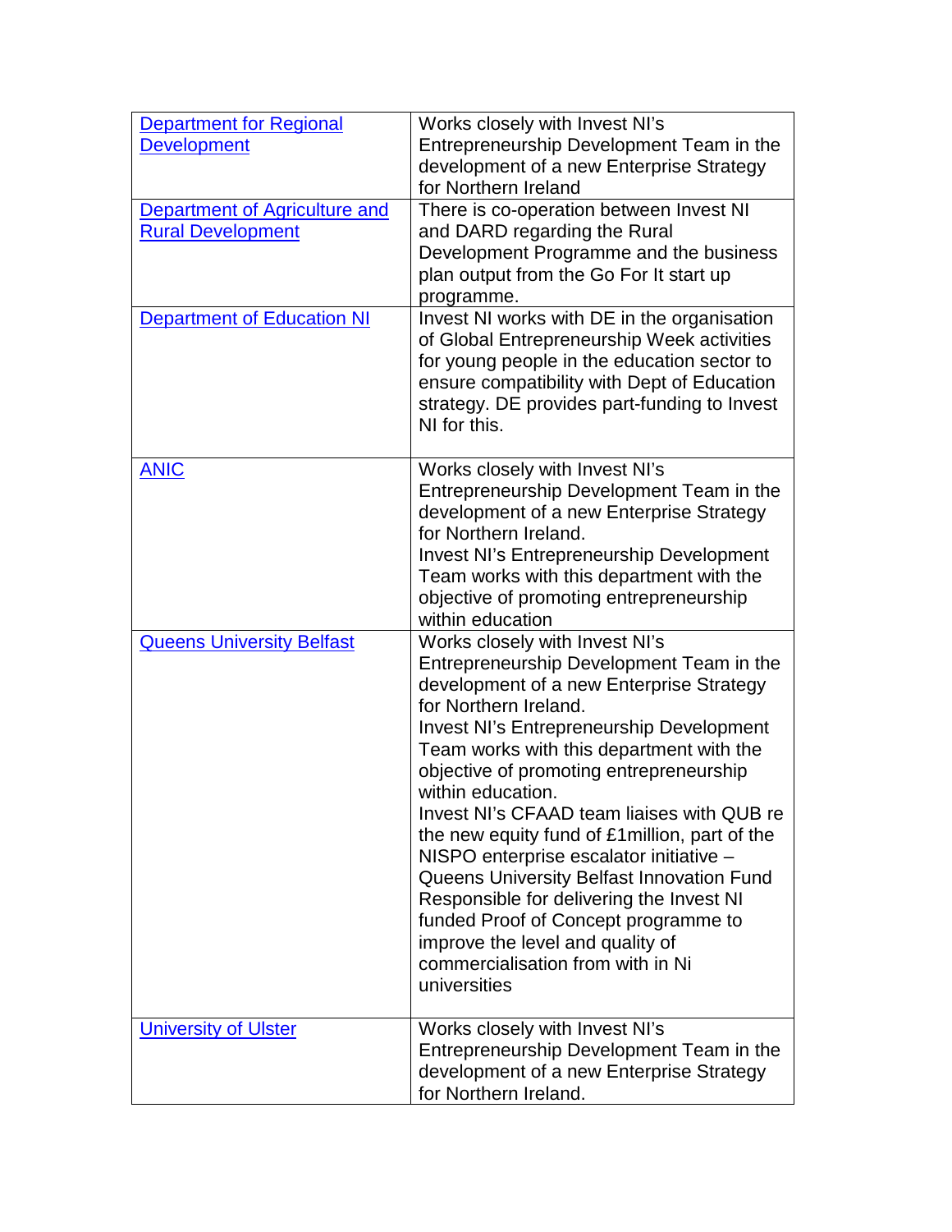| | |
|---|---|
| Department for Regional Development | Works closely with Invest NI's Entrepreneurship Development Team in the development of a new Enterprise Strategy for Northern Ireland |
| Department of Agriculture and Rural Development | There is co-operation between Invest NI and DARD regarding the Rural Development Programme and the business plan output from the Go For It start up programme. |
| Department of Education NI | Invest NI works with DE in the organisation of Global Entrepreneurship Week activities for young people in the education sector to ensure compatibility with Dept of Education strategy. DE provides part-funding to Invest NI for this. |
| ANIC | Works closely with Invest NI's Entrepreneurship Development Team in the development of a new Enterprise Strategy for Northern Ireland.<br>Invest NI's Entrepreneurship Development Team works with this department with the objective of promoting entrepreneurship within education |
| Queens University Belfast | Works closely with Invest NI's Entrepreneurship Development Team in the development of a new Enterprise Strategy for Northern Ireland.<br>Invest NI's Entrepreneurship Development Team works with this department with the objective of promoting entrepreneurship within education.<br>Invest NI's CFAAD team liaises with QUB re the new equity fund of £1million, part of the NISPO enterprise escalator initiative – Queens University Belfast Innovation Fund<br>Responsible for delivering the Invest NI funded Proof of Concept programme to improve the level and quality of commercialisation from with in Ni universities |
| University of Ulster | Works closely with Invest NI's Entrepreneurship Development Team in the development of a new Enterprise Strategy for Northern Ireland. |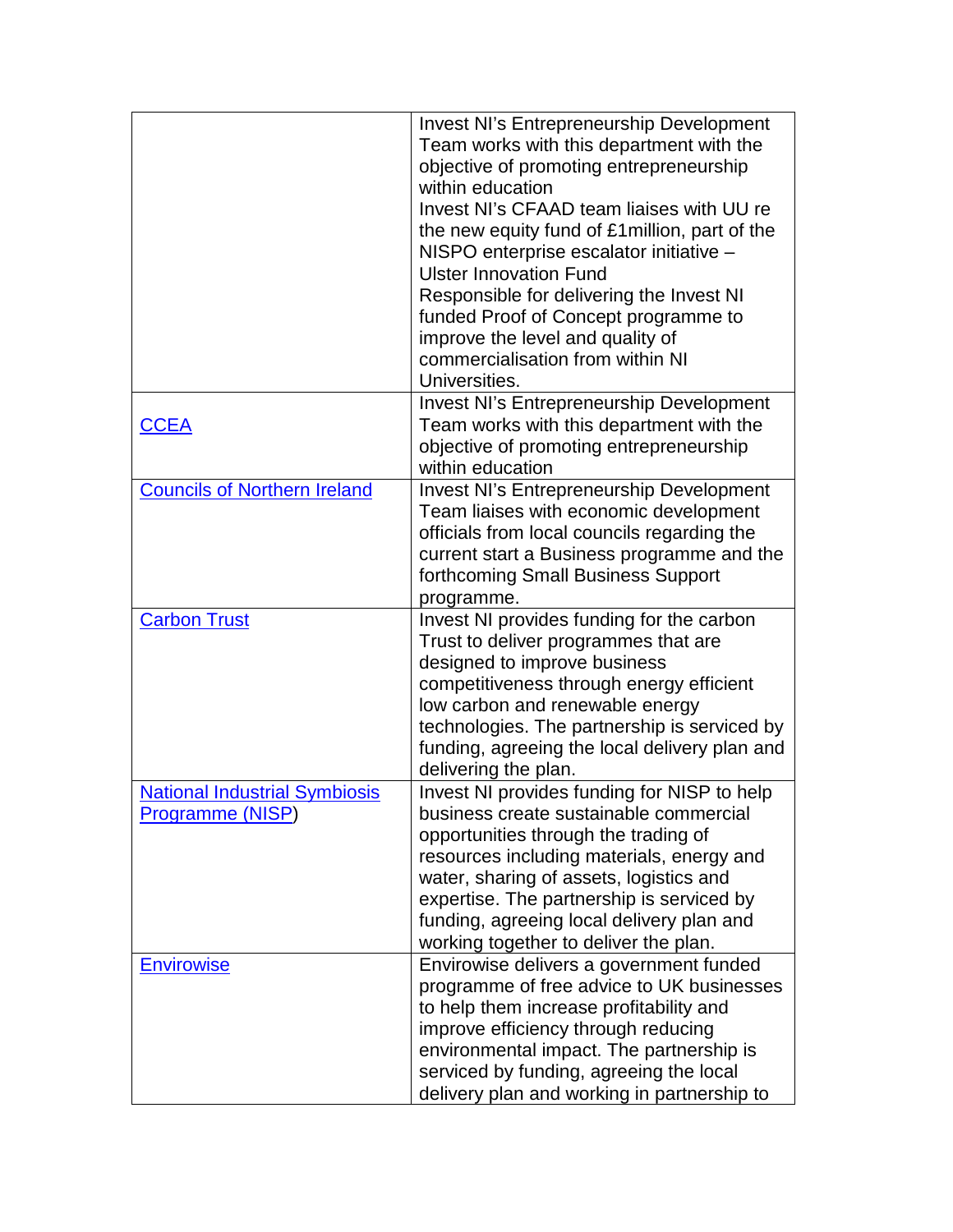| | |
|---|---|
| | Invest NI's Entrepreneurship Development Team works with this department with the objective of promoting entrepreneurship within education<br>Invest NI's CFAAD team liaises with UU re the new equity fund of £1million, part of the NISPO enterprise escalator initiative – Ulster Innovation Fund<br>Responsible for delivering the Invest NI funded Proof of Concept programme to improve the level and quality of commercialisation from within NI Universities. |
| CCEA | Invest NI's Entrepreneurship Development Team works with this department with the objective of promoting entrepreneurship within education |
| Councils of Northern Ireland | Invest NI's Entrepreneurship Development Team liaises with economic development officials from local councils regarding the current start a Business programme and the forthcoming Small Business Support programme. |
| Carbon Trust | Invest NI provides funding for the carbon Trust to deliver programmes that are designed to improve business competitiveness through energy efficient low carbon and renewable energy technologies. The partnership is serviced by funding, agreeing the local delivery plan and delivering the plan. |
| National Industrial Symbiosis Programme (NISP) | Invest NI provides funding for NISP to help business create sustainable commercial opportunities through the trading of resources including materials, energy and water, sharing of assets, logistics and expertise. The partnership is serviced by funding, agreeing local delivery plan and working together to deliver the plan. |
| Envirowise | Envirowise delivers a government funded programme of free advice to UK businesses to help them increase profitability and improve efficiency through reducing environmental impact. The partnership is serviced by funding, agreeing the local delivery plan and working in partnership to |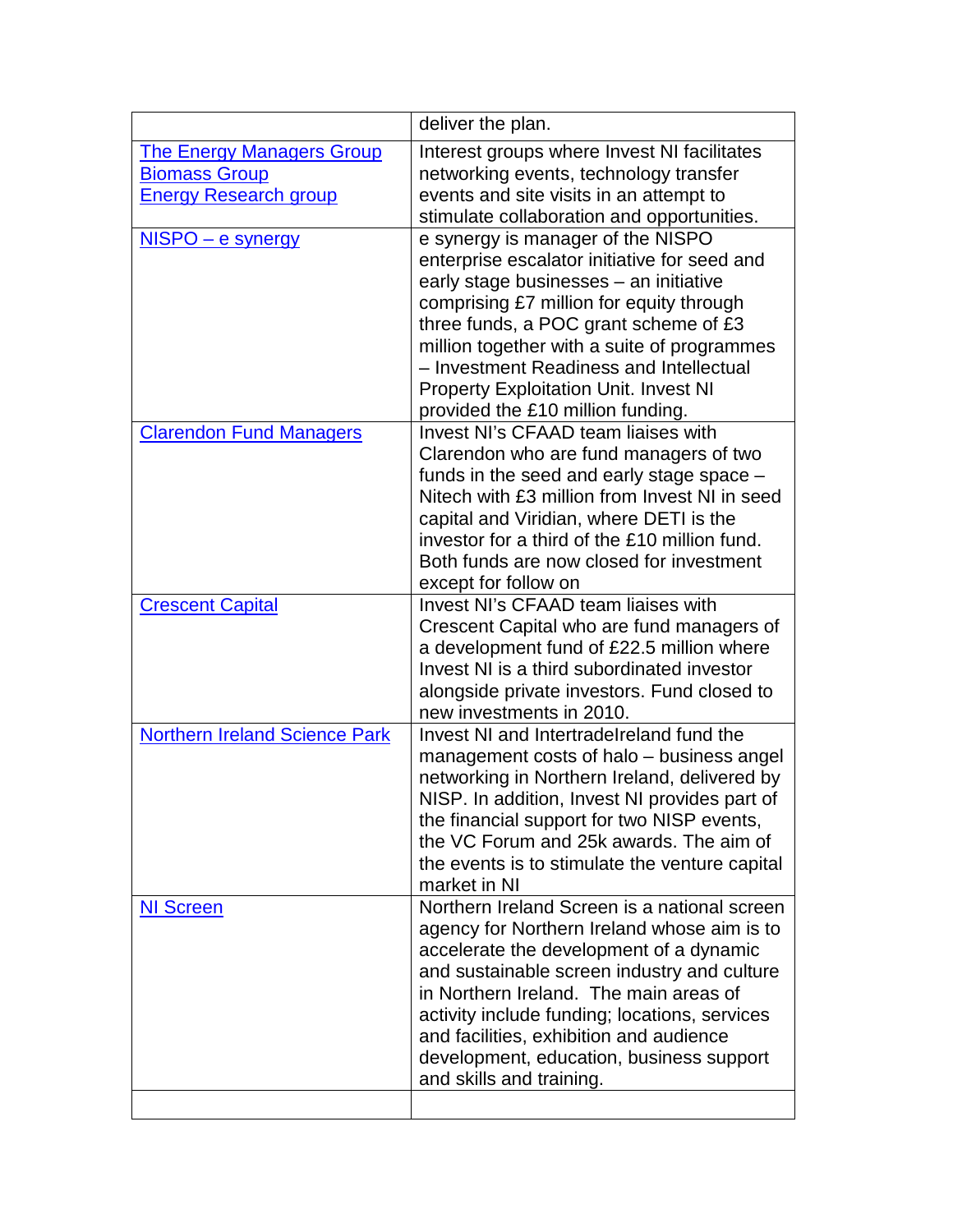| | |
|---|---|
| | deliver the plan. |
| The Energy Managers Group<br>Biomass Group<br>Energy Research group | Interest groups where Invest NI facilitates networking events, technology transfer events and site visits in an attempt to stimulate collaboration and opportunities. |
| NISPO – e synergy | e synergy is manager of the NISPO enterprise escalator initiative for seed and early stage businesses – an initiative comprising £7 million for equity through three funds, a POC grant scheme of £3 million together with a suite of programmes – Investment Readiness and Intellectual Property Exploitation Unit. Invest NI provided the £10 million funding. |
| Clarendon Fund Managers | Invest NI's CFAAD team liaises with Clarendon who are fund managers of two funds in the seed and early stage space – Nitech with £3 million from Invest NI in seed capital and Viridian, where DETI is the investor for a third of the £10 million fund. Both funds are now closed for investment except for follow on |
| Crescent Capital | Invest NI's CFAAD team liaises with Crescent Capital who are fund managers of a development fund of £22.5 million where Invest NI is a third subordinated investor alongside private investors. Fund closed to new investments in 2010. |
| Northern Ireland Science Park | Invest NI and IntertradeIreland fund the management costs of halo – business angel networking in Northern Ireland, delivered by NISP. In addition, Invest NI provides part of the financial support for two NISP events, the VC Forum and 25k awards. The aim of the events is to stimulate the venture capital market in NI |
| NI Screen | Northern Ireland Screen is a national screen agency for Northern Ireland whose aim is to accelerate the development of a dynamic and sustainable screen industry and culture in Northern Ireland. The main areas of activity include funding; locations, services and facilities, exhibition and audience development, education, business support and skills and training. |
| | |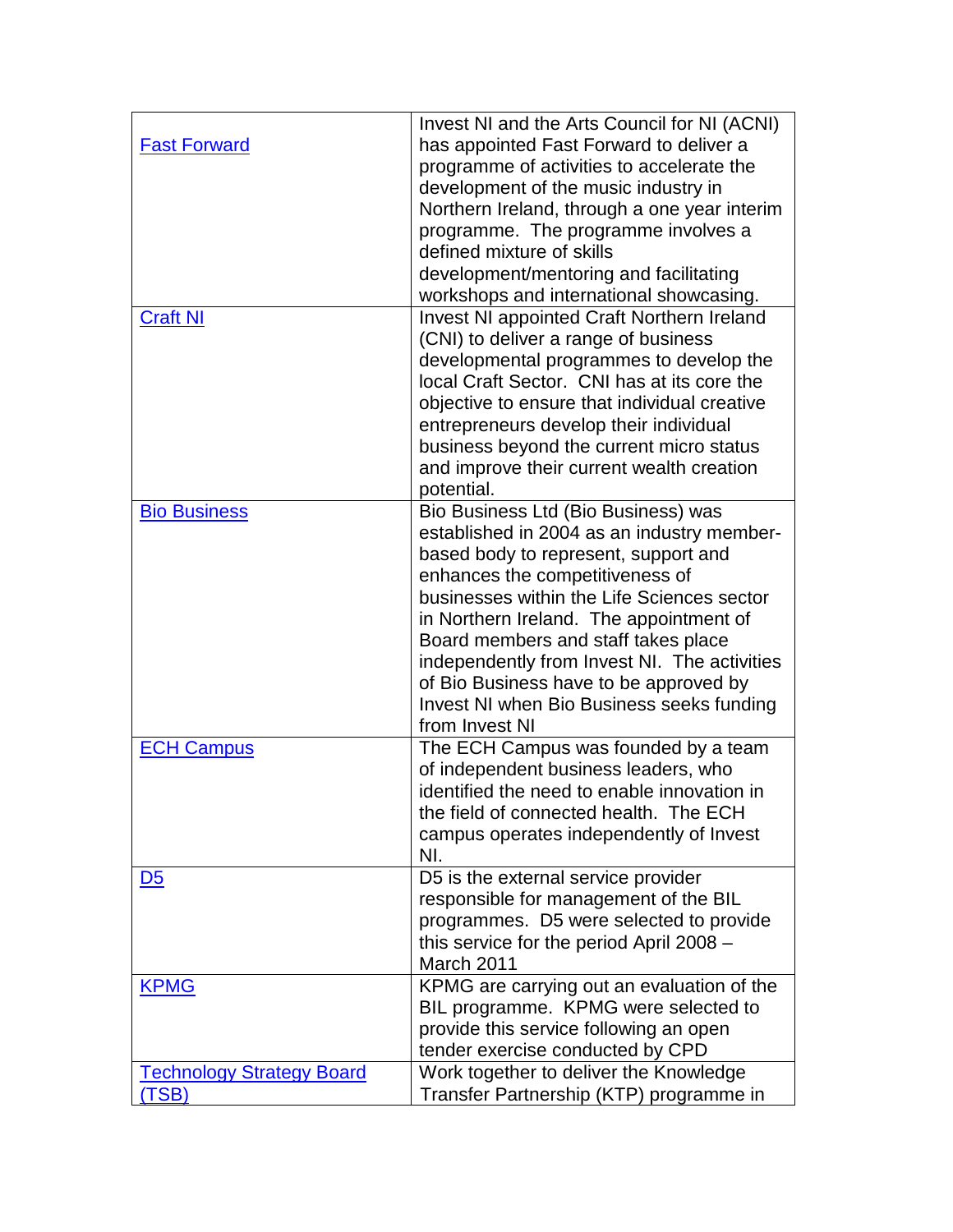| | |
|---|---|
| Fast Forward | Invest NI and the Arts Council for NI (ACNI) has appointed Fast Forward to deliver a programme of activities to accelerate the development of the music industry in Northern Ireland, through a one year interim programme. The programme involves a defined mixture of skills development/mentoring and facilitating workshops and international showcasing. |
| Craft NI | Invest NI appointed Craft Northern Ireland (CNI) to deliver a range of business developmental programmes to develop the local Craft Sector. CNI has at its core the objective to ensure that individual creative entrepreneurs develop their individual business beyond the current micro status and improve their current wealth creation potential. |
| Bio Business | Bio Business Ltd (Bio Business) was established in 2004 as an industry member-based body to represent, support and enhances the competitiveness of businesses within the Life Sciences sector in Northern Ireland. The appointment of Board members and staff takes place independently from Invest NI. The activities of Bio Business have to be approved by Invest NI when Bio Business seeks funding from Invest NI |
| ECH Campus | The ECH Campus was founded by a team of independent business leaders, who identified the need to enable innovation in the field of connected health. The ECH campus operates independently of Invest NI. |
| D5 | D5 is the external service provider responsible for management of the BIL programmes. D5 were selected to provide this service for the period April 2008 – March 2011 |
| KPMG | KPMG are carrying out an evaluation of the BIL programme. KPMG were selected to provide this service following an open tender exercise conducted by CPD |
| Technology Strategy Board (TSB) | Work together to deliver the Knowledge Transfer Partnership (KTP) programme in |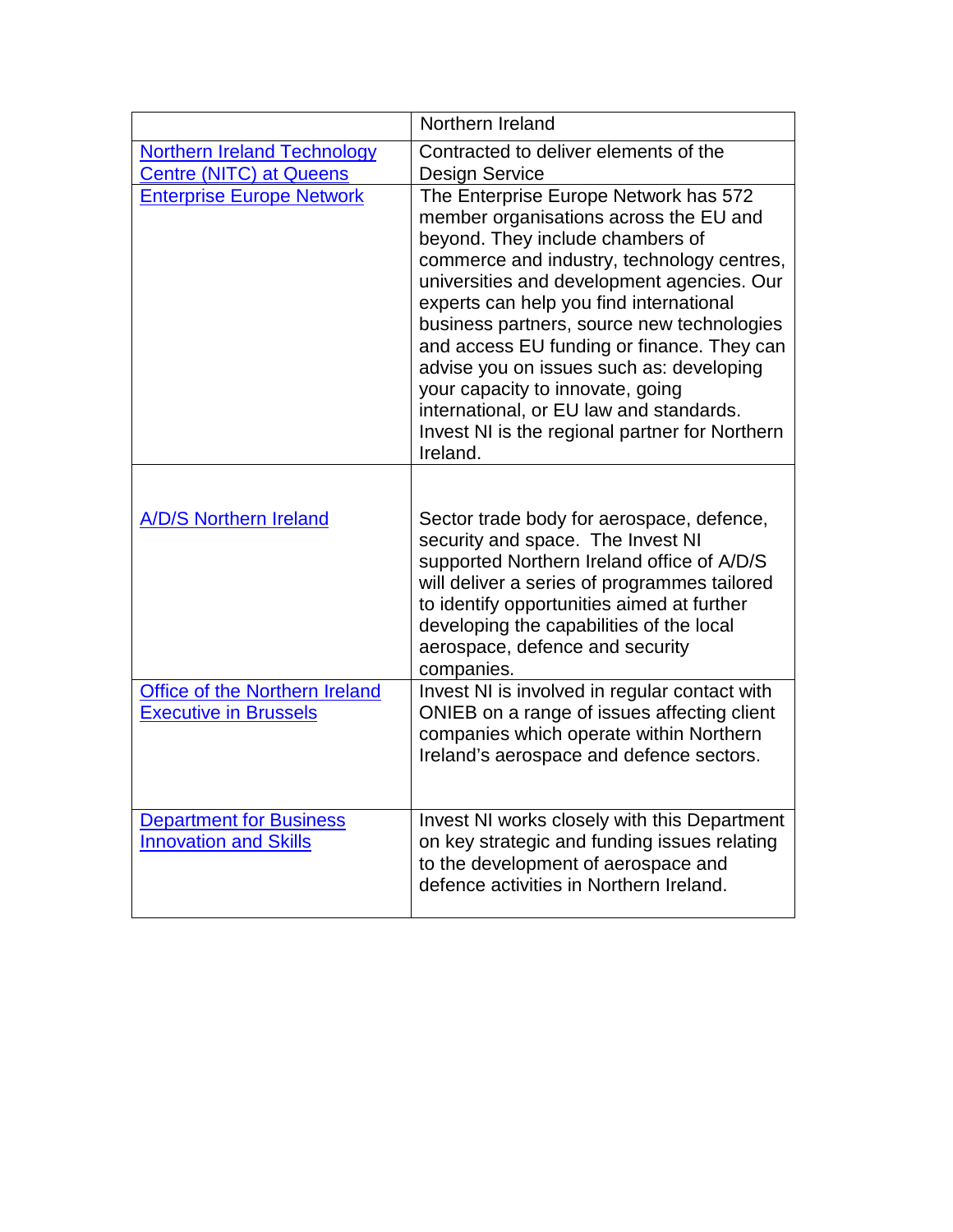| | Northern Ireland |
|---|---|
| Northern Ireland Technology Centre (NITC) at Queens | Contracted to deliver elements of the Design Service |
| Enterprise Europe Network | The Enterprise Europe Network has 572 member organisations across the EU and beyond. They include chambers of commerce and industry, technology centres, universities and development agencies. Our experts can help you find international business partners, source new technologies and access EU funding or finance. They can advise you on issues such as: developing your capacity to innovate, going international, or EU law and standards. Invest NI is the regional partner for Northern Ireland. |
| A/D/S Northern Ireland | Sector trade body for aerospace, defence, security and space. The Invest NI supported Northern Ireland office of A/D/S will deliver a series of programmes tailored to identify opportunities aimed at further developing the capabilities of the local aerospace, defence and security companies. |
| Office of the Northern Ireland Executive in Brussels | Invest NI is involved in regular contact with ONIEB on a range of issues affecting client companies which operate within Northern Ireland's aerospace and defence sectors. |
| Department for Business Innovation and Skills | Invest NI works closely with this Department on key strategic and funding issues relating to the development of aerospace and defence activities in Northern Ireland. |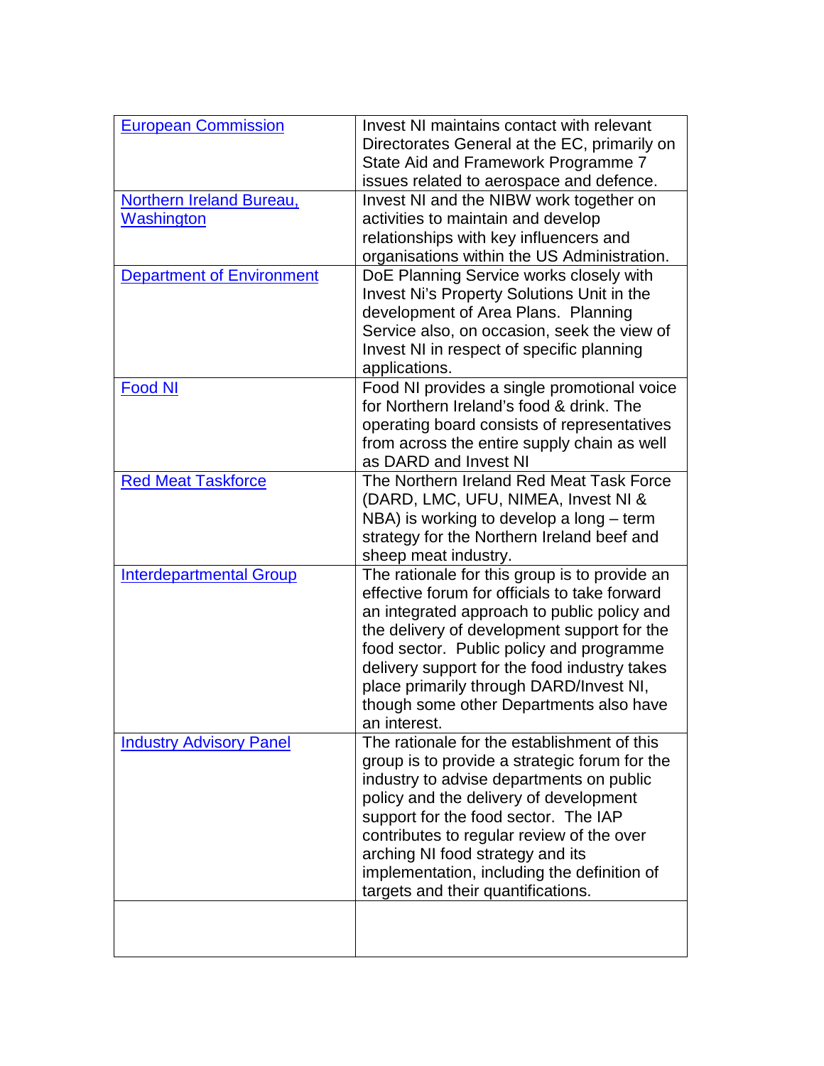| | |
|---|---|
| European Commission | Invest NI maintains contact with relevant Directorates General at the EC, primarily on State Aid and Framework Programme 7 issues related to aerospace and defence. |
| Northern Ireland Bureau, Washington | Invest NI and the NIBW work together on activities to maintain and develop relationships with key influencers and organisations within the US Administration. |
| Department of Environment | DoE Planning Service works closely with Invest Ni's Property Solutions Unit in the development of Area Plans. Planning Service also, on occasion, seek the view of Invest NI in respect of specific planning applications. |
| Food NI | Food NI provides a single promotional voice for Northern Ireland's food & drink. The operating board consists of representatives from across the entire supply chain as well as DARD and Invest NI |
| Red Meat Taskforce | The Northern Ireland Red Meat Task Force (DARD, LMC, UFU, NIMEA, Invest NI & NBA) is working to develop a long – term strategy for the Northern Ireland beef and sheep meat industry. |
| Interdepartmental Group | The rationale for this group is to provide an effective forum for officials to take forward an integrated approach to public policy and the delivery of development support for the food sector. Public policy and programme delivery support for the food industry takes place primarily through DARD/Invest NI, though some other Departments also have an interest. |
| Industry Advisory Panel | The rationale for the establishment of this group is to provide a strategic forum for the industry to advise departments on public policy and the delivery of development support for the food sector. The IAP contributes to regular review of the over arching NI food strategy and its implementation, including the definition of targets and their quantifications. |
| | |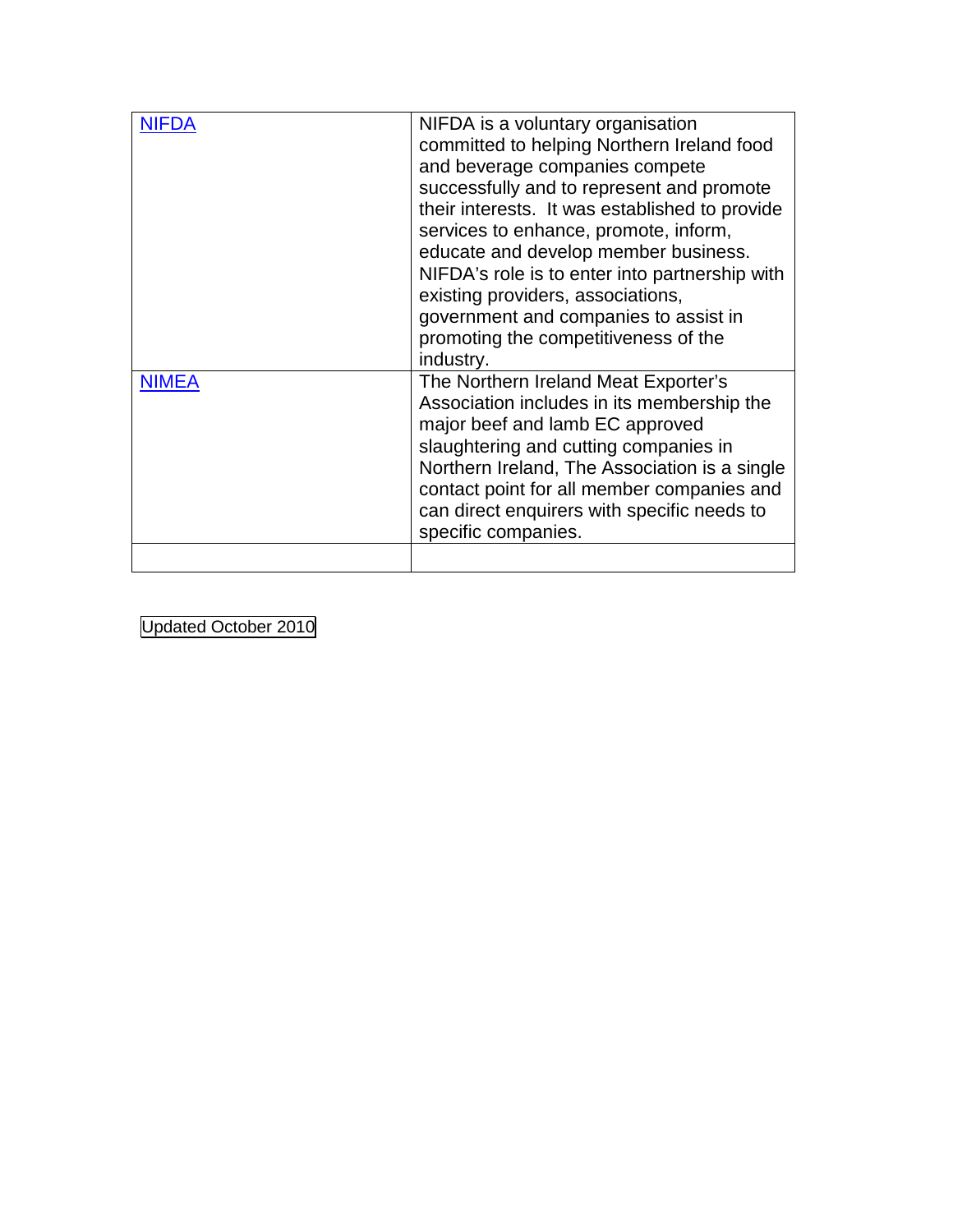| | |
|---|---|
| NIFDA | NIFDA is a voluntary organisation committed to helping Northern Ireland food and beverage companies compete successfully and to represent and promote their interests. It was established to provide services to enhance, promote, inform, educate and develop member business. NIFDA's role is to enter into partnership with existing providers, associations, government and companies to assist in promoting the competitiveness of the industry. |
| NIMEA | The Northern Ireland Meat Exporter's Association includes in its membership the major beef and lamb EC approved slaughtering and cutting companies in Northern Ireland, The Association is a single contact point for all member companies and can direct enquirers with specific needs to specific companies. |
| | |

Updated October 2010